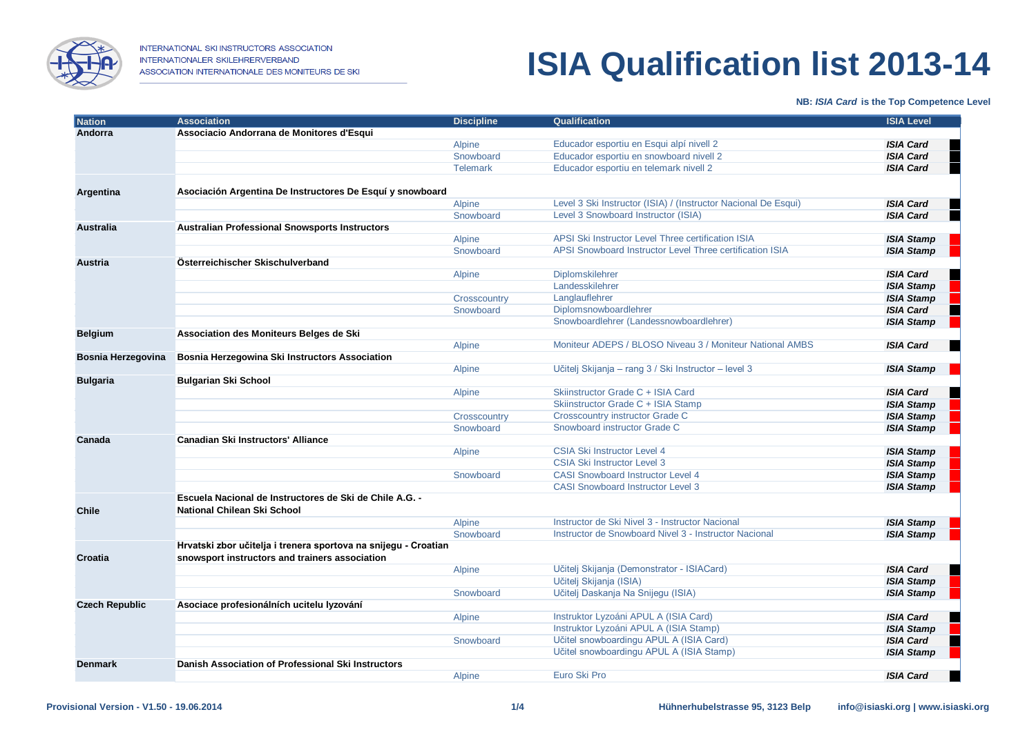INTERNATIONAL SKI INSTRUCTORS ASSOCIATION
INTERNATIONALER SKILEHRERVERBAND
ASSOCIATION INTERNATIONALE DES MONITEURS DE SKI

# ISIA Qualification list 2013-14

**NB:** ***ISIA Card*** **is the Top Competence Level**

| Nation | Association | Discipline | Qualification | ISIA Level |
|---|---|---|---|---|
| **Andorra** | **Associacio Andorrana de Monitores d'Esqui** | | | |
| | | Alpine | Educador esportiu en Esqui alpí nivell 2 | ***ISIA Card*** |
| | | Snowboard | Educador esportiu en snowboard nivell 2 | ***ISIA Card*** |
| | | Telemark | Educador esportiu en telemark nivell 2 | ***ISIA Card*** |
| **Argentina** | **Asociación Argentina De Instructores De Esquí y snowboard** | | | |
| | | Alpine | Level 3 Ski Instructor (ISIA) / (Instructor Nacional De Esqui) | ***ISIA Card*** |
| | | Snowboard | Level 3 Snowboard Instructor (ISIA) | ***ISIA Card*** |
| **Australia** | **Australian Professional Snowsports Instructors** | | | |
| | | Alpine | APSI Ski Instructor Level Three certification ISIA | ***ISIA Stamp*** |
| | | Snowboard | APSI Snowboard Instructor Level Three certification ISIA | ***ISIA Stamp*** |
| **Austria** | **Österreichischer Skischulverband** | | | |
| | | Alpine | Diplomskilehrer | ***ISIA Card*** |
| | | | Landesskilehrer | ***ISIA Stamp*** |
| | | Crosscountry | Langlauflehrer | ***ISIA Stamp*** |
| | | Snowboard | Diplomsnowboardlehrer | ***ISIA Card*** |
| | | | Snowboardlehrer (Landessnowboardlehrer) | ***ISIA Stamp*** |
| **Belgium** | **Association des Moniteurs Belges de Ski** | | | |
| | | Alpine | Moniteur ADEPS / BLOSO Niveau 3 / Moniteur National AMBS | ***ISIA Card*** |
| **Bosnia Herzegovina** | **Bosnia Herzegowina Ski Instructors Association** | | | |
| | | Alpine | Učitelj Skijanja – rang 3 / Ski Instructor – level 3 | ***ISIA Stamp*** |
| **Bulgaria** | **Bulgarian Ski School** | | | |
| | | Alpine | Skiinstructor Grade C + ISIA Card | ***ISIA Card*** |
| | | | Skiinstructor Grade C + ISIA Stamp | ***ISIA Stamp*** |
| | | Crosscountry | Crosscountry instructor Grade C | ***ISIA Stamp*** |
| | | Snowboard | Snowboard instructor Grade C | ***ISIA Stamp*** |
| **Canada** | **Canadian Ski Instructors' Alliance** | | | |
| | | Alpine | CSIA Ski Instructor Level 4 | ***ISIA Stamp*** |
| | | | CSIA Ski Instructor Level 3 | ***ISIA Stamp*** |
| | | Snowboard | CASI Snowboard Instructor Level 4 | ***ISIA Stamp*** |
| | | | CASI Snowboard Instructor Level 3 | ***ISIA Stamp*** |
| **Chile** | **Escuela Nacional de Instructores de Ski de Chile A.G. - National Chilean Ski School** | | | |
| | | Alpine | Instructor de Ski Nivel 3 - Instructor Nacional | ***ISIA Stamp*** |
| | | Snowboard | Instructor de Snowboard Nivel 3 - Instructor Nacional | ***ISIA Stamp*** |
| **Croatia** | **Hrvatski zbor učitelja i trenera sportova na snijegu - Croatian snowsport instructors and trainers association** | | | |
| | | Alpine | Učitelj Skijanja (Demonstrator - ISIACard) | ***ISIA Card*** |
| | | | Učitelj Skijanja (ISIA) | ***ISIA Stamp*** |
| | | Snowboard | Učitelj Daskanja Na Snijegu (ISIA) | ***ISIA Stamp*** |
| **Czech Republic** | **Asociace profesionálních ucitelu lyzování** | | | |
| | | Alpine | Instruktor Lyzoáni APUL A (ISIA Card) | ***ISIA Card*** |
| | | | Instruktor Lyzoáni APUL A (ISIA Stamp) | ***ISIA Stamp*** |
| | | Snowboard | Učitel snowboardingu APUL A (ISIA Card) | ***ISIA Card*** |
| | | | Učitel snowboardingu APUL A (ISIA Stamp) | ***ISIA Stamp*** |
| **Denmark** | **Danish Association of Professional Ski Instructors** | | | |
| | | Alpine | Euro Ski Pro | ***ISIA Card*** |

Provisional Version - V1.50 - 19.06.2014 — Hühnerhubelstrasse 95, 3123 Belp — info@isiaski.org | www.isiaski.org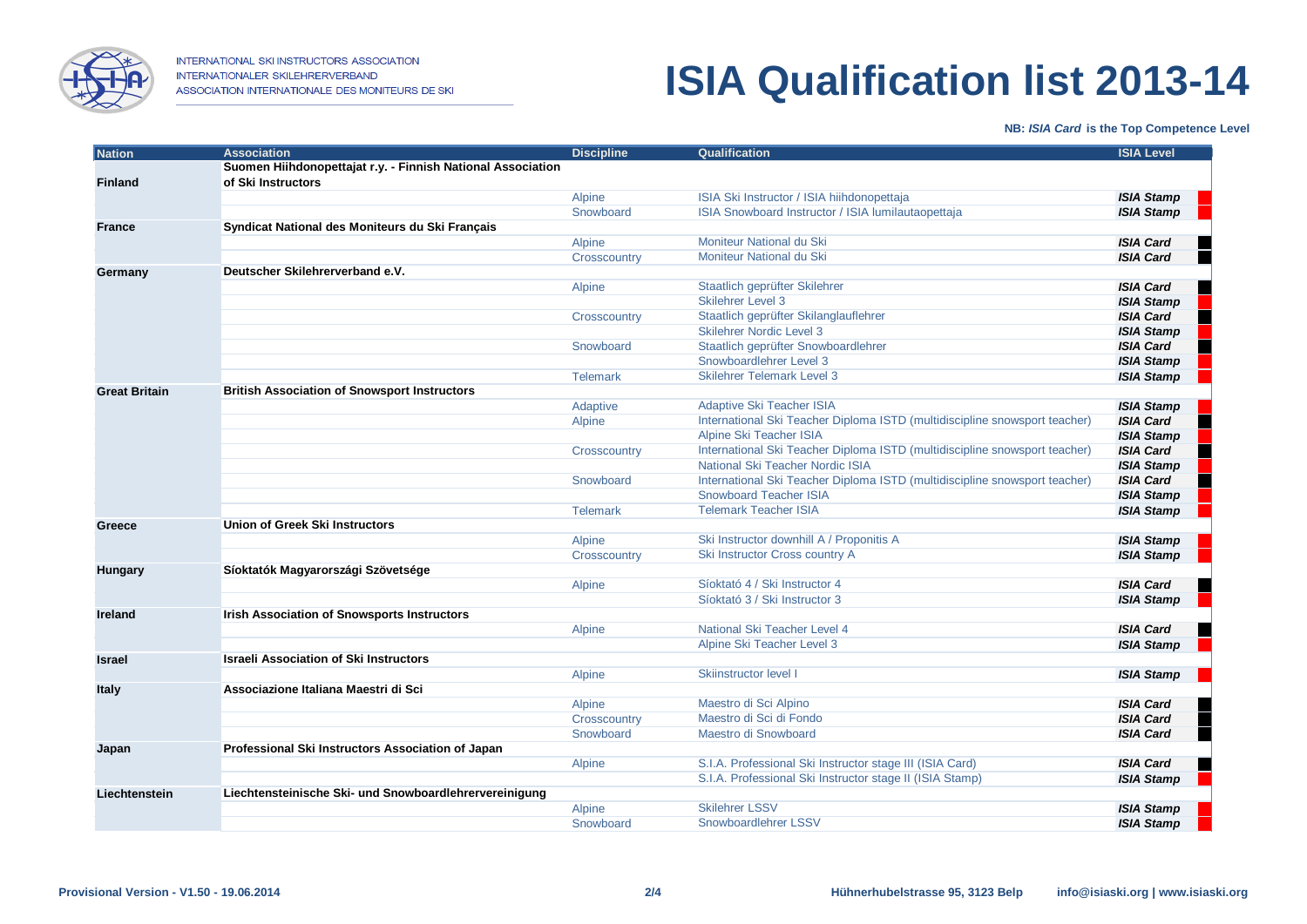INTERNATIONAL SKI INSTRUCTORS ASSOCIATION
INTERNATIONALER SKILEHRERVERBAND
ASSOCIATION INTERNATIONALE DES MONITEURS DE SKI

# ISIA Qualification list 2013-14

**NB: *ISIA Card* is the Top Competence Level**

| Nation | Association | Discipline | Qualification | ISIA Level |
|---|---|---|---|---|
| **Finland** | **Suomen Hiihdonopettajat r.y. - Finnish National Association of Ski Instructors** | | | |
| | | Alpine | ISIA Ski Instructor / ISIA hiihdonopettaja | ***ISIA Stamp*** |
| | | Snowboard | ISIA Snowboard Instructor / ISIA lumilautaopettaja | ***ISIA Stamp*** |
| **France** | **Syndicat National des Moniteurs du Ski Français** | | | |
| | | Alpine | Moniteur National du Ski | ***ISIA Card*** |
| | | Crosscountry | Moniteur National du Ski | ***ISIA Card*** |
| **Germany** | **Deutscher Skilehrerverband e.V.** | | | |
| | | Alpine | Staatlich geprüfter Skilehrer | ***ISIA Card*** |
| | | | Skilehrer Level 3 | ***ISIA Stamp*** |
| | | Crosscountry | Staatlich geprüfter Skilanglauflehrer | ***ISIA Card*** |
| | | | Skilehrer Nordic Level 3 | ***ISIA Stamp*** |
| | | Snowboard | Staatlich geprüfter Snowboardlehrer | ***ISIA Card*** |
| | | | Snowboardlehrer Level 3 | ***ISIA Stamp*** |
| | | Telemark | Skilehrer Telemark Level 3 | ***ISIA Stamp*** |
| **Great Britain** | **British Association of Snowsport Instructors** | | | |
| | | Adaptive | Adaptive Ski Teacher ISIA | ***ISIA Stamp*** |
| | | Alpine | International Ski Teacher Diploma ISTD (multidiscipline snowsport teacher) | ***ISIA Card*** |
| | | | Alpine Ski Teacher ISIA | ***ISIA Stamp*** |
| | | Crosscountry | International Ski Teacher Diploma ISTD (multidiscipline snowsport teacher) | ***ISIA Card*** |
| | | | National Ski Teacher Nordic ISIA | ***ISIA Stamp*** |
| | | Snowboard | International Ski Teacher Diploma ISTD (multidiscipline snowsport teacher) | ***ISIA Card*** |
| | | | Snowboard Teacher ISIA | ***ISIA Stamp*** |
| | | Telemark | Telemark Teacher ISIA | ***ISIA Stamp*** |
| **Greece** | **Union of Greek Ski Instructors** | | | |
| | | Alpine | Ski Instructor downhill A / Proponitis A | ***ISIA Stamp*** |
| | | Crosscountry | Ski Instructor Cross country A | ***ISIA Stamp*** |
| **Hungary** | **Síoktatók Magyarországi Szövetsége** | | | |
| | | Alpine | Síoktató 4 / Ski Instructor 4 | ***ISIA Card*** |
| | | | Síoktató 3 / Ski Instructor 3 | ***ISIA Stamp*** |
| **Ireland** | **Irish Association of Snowsports Instructors** | | | |
| | | Alpine | National Ski Teacher Level 4 | ***ISIA Card*** |
| | | | Alpine Ski Teacher Level 3 | ***ISIA Stamp*** |
| **Israel** | **Israeli Association of Ski Instructors** | | | |
| | | Alpine | Skiinstructor level I | ***ISIA Stamp*** |
| **Italy** | **Associazione Italiana Maestri di Sci** | | | |
| | | Alpine | Maestro di Sci Alpino | ***ISIA Card*** |
| | | Crosscountry | Maestro di Sci di Fondo | ***ISIA Card*** |
| | | Snowboard | Maestro di Snowboard | ***ISIA Card*** |
| **Japan** | **Professional Ski Instructors Association of Japan** | | | |
| | | Alpine | S.I.A. Professional Ski Instructor stage III (ISIA Card) | ***ISIA Card*** |
| | | | S.I.A. Professional Ski Instructor stage II (ISIA Stamp) | ***ISIA Stamp*** |
| **Liechtenstein** | **Liechtensteinische Ski- und Snowboardlehrervereinigung** | | | |
| | | Alpine | Skilehrer LSSV | ***ISIA Stamp*** |
| | | Snowboard | Snowboardlehrer LSSV | ***ISIA Stamp*** |

Provisional Version - V1.50 - 19.06.2014 | Hühnerhubelstrasse 95, 3123 Belp | info@isiaski.org | www.isiaski.org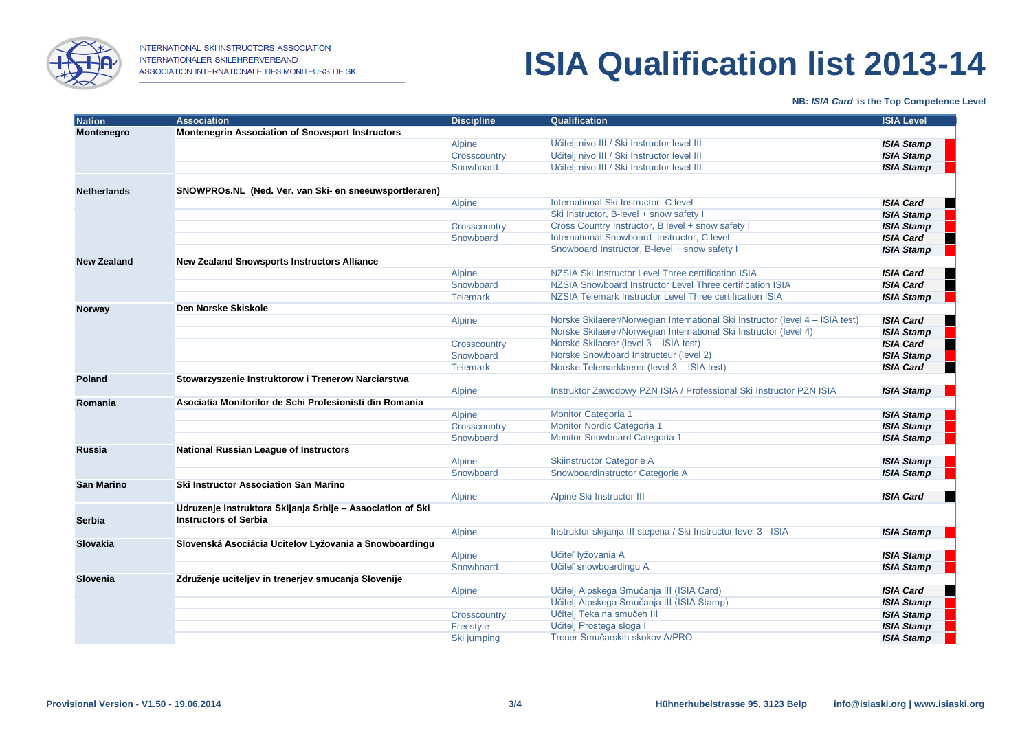INTERNATIONAL SKI INSTRUCTORS ASSOCIATION
INTERNATIONALER SKILEHRERVERBAND
ASSOCIATION INTERNATIONALE DES MONITEURS DE SKI

# ISIA Qualification list 2013-14

**NB: *ISIA Card* is the Top Competence Level**

| Nation | Association | Discipline | Qualification | ISIA Level |
|---|---|---|---|---|
| **Montenegro** | **Montenegrin Association of Snowsport Instructors** | | | |
| | | Alpine | Učitelj nivo III / Ski Instructor level III | ***ISIA Stamp*** |
| | | Crosscountry | Učitelj nivo III / Ski Instructor level III | ***ISIA Stamp*** |
| | | Snowboard | Učitelj nivo III / Ski Instructor level III | ***ISIA Stamp*** |
| **Netherlands** | **SNOWPROs.NL (Ned. Ver. van Ski- en sneeuwsportleraren)** | | | |
| | | Alpine | International Ski Instructor, C level | ***ISIA Card*** |
| | | | Ski Instructor, B-level + snow safety I | ***ISIA Stamp*** |
| | | Crosscountry | Cross Country Instructor, B level + snow safety I | ***ISIA Stamp*** |
| | | Snowboard | International Snowboard Instructor, C level | ***ISIA Card*** |
| | | | Snowboard Instructor, B-level + snow safety I | ***ISIA Stamp*** |
| **New Zealand** | **New Zealand Snowsports Instructors Alliance** | | | |
| | | Alpine | NZSIA Ski Instructor Level Three certification ISIA | ***ISIA Card*** |
| | | Snowboard | NZSIA Snowboard Instructor Level Three certification ISIA | ***ISIA Card*** |
| | | Telemark | NZSIA Telemark Instructor Level Three certification ISIA | ***ISIA Stamp*** |
| **Norway** | **Den Norske Skiskole** | | | |
| | | Alpine | Norske Skilaerer/Norwegian International Ski Instructor (level 4 – ISIA test) | ***ISIA Card*** |
| | | | Norske Skilaerer/Norwegian International Ski Instructor (level 4) | ***ISIA Stamp*** |
| | | Crosscountry | Norske Skilaerer (level 3 – ISIA test) | ***ISIA Card*** |
| | | Snowboard | Norske Snowboard Instructeur (level 2) | ***ISIA Stamp*** |
| | | Telemark | Norske Telemarklaerer (level 3 – ISIA test) | ***ISIA Card*** |
| **Poland** | **Stowarzyszenie Instruktorow i Trenerow Narciarstwa** | | | |
| | | Alpine | Instruktor Zawodowy PZN ISIA / Professional Ski Instructor PZN ISIA | ***ISIA Stamp*** |
| **Romania** | **Asociatia Monitorilor de Schi Profesionisti din Romania** | | | |
| | | Alpine | Monitor Categoria 1 | ***ISIA Stamp*** |
| | | Crosscountry | Monitor Nordic Categoria 1 | ***ISIA Stamp*** |
| | | Snowboard | Monitor Snowboard Categoria 1 | ***ISIA Stamp*** |
| **Russia** | **National Russian League of Instructors** | | | |
| | | Alpine | Skiinstructor Categorie A | ***ISIA Stamp*** |
| | | Snowboard | Snowboardinstructor Categorie A | ***ISIA Stamp*** |
| **San Marino** | **Ski Instructor Association San Marino** | | | |
| | | Alpine | Alpine Ski Instructor III | ***ISIA Card*** |
| **Serbia** | **Udruzenje Instruktora Skijanja Srbije – Association of Ski Instructors of Serbia** | | | |
| | | Alpine | Instruktor skijanja III stepena / Ski Instructor level 3 - ISIA | ***ISIA Stamp*** |
| **Slovakia** | **Slovenská Asociácia Ucitelov Lyžovania a Snowboardingu** | | | |
| | | Alpine | Učiteľ lyžovania A | ***ISIA Stamp*** |
| | | Snowboard | Učiteľ snowboardingu A | ***ISIA Stamp*** |
| **Slovenia** | **Združenje uciteljev in trenerjev smucanja Slovenije** | | | |
| | | Alpine | Učitelj Alpskega Smučanja III (ISIA Card) | ***ISIA Card*** |
| | | | Učitelj Alpskega Smučanja III (ISIA Stamp) | ***ISIA Stamp*** |
| | | Crosscountry | Učitelj Teka na smučeh III | ***ISIA Stamp*** |
| | | Freestyle | Učitelj Prostega sloga I | ***ISIA Stamp*** |
| | | Ski jumping | Trener Smučarskih skokov A/PRO | ***ISIA Stamp*** |

Provisional Version - V1.50 - 19.06.2014 | Hühnerhubelstrasse 95, 3123 Belp | info@isiaski.org | www.isiaski.org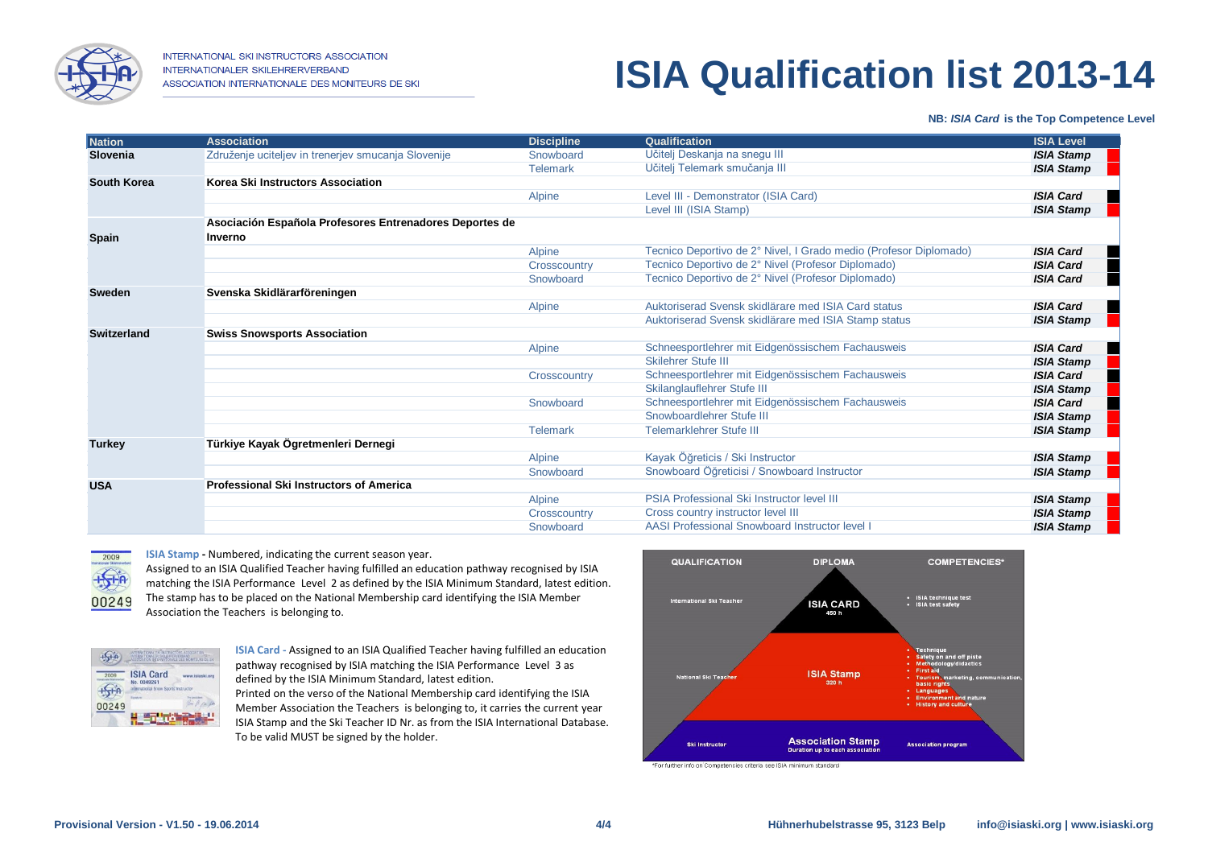INTERNATIONAL SKI INSTRUCTORS ASSOCIATION
INTERNATIONALER SKILEHRERVERBAND
ASSOCIATION INTERNATIONALE DES MONITEURS DE SKI

# ISIA Qualification list 2013-14

**NB: *ISIA Card* is the Top Competence Level**

| Nation | Association | Discipline | Qualification | ISIA Level |
|---|---|---|---|---|
| **Slovenia** | Združenje uciteljev in trenerjev smucanja Slovenije | Snowboard | Učitelj Deskanja na snegu III | ***ISIA Stamp*** |
| | | Telemark | Učitelj Telemark smučanja III | ***ISIA Stamp*** |
| **South Korea** | **Korea Ski Instructors Association** | | | |
| | | Alpine | Level III - Demonstrator (ISIA Card) | ***ISIA Card*** |
| | | | Level III (ISIA Stamp) | ***ISIA Stamp*** |
| **Spain** | **Asociación Española Profesores Entrenadores Deportes de Inverno** | | | |
| | | Alpine | Tecnico Deportivo de 2° Nivel, I Grado medio (Profesor Diplomado) | ***ISIA Card*** |
| | | Crosscountry | Tecnico Deportivo de 2° Nivel (Profesor Diplomado) | ***ISIA Card*** |
| | | Snowboard | Tecnico Deportivo de 2° Nivel (Profesor Diplomado) | ***ISIA Card*** |
| **Sweden** | **Svenska Skidlärarföreningen** | | | |
| | | Alpine | Auktoriserad Svensk skidlärare med ISIA Card status | ***ISIA Card*** |
| | | | Auktoriserad Svensk skidlärare med ISIA Stamp status | ***ISIA Stamp*** |
| **Switzerland** | **Swiss Snowsports Association** | | | |
| | | Alpine | Schneesportlehrer mit Eidgenössischem Fachausweis | ***ISIA Card*** |
| | | | Skilehrer Stufe III | ***ISIA Stamp*** |
| | | Crosscountry | Schneesportlehrer mit Eidgenössischem Fachausweis | ***ISIA Card*** |
| | | | Skilanglauflehrer Stufe III | ***ISIA Stamp*** |
| | | Snowboard | Schneesportlehrer mit Eidgenössischem Fachausweis | ***ISIA Card*** |
| | | | Snowboardlehrer Stufe III | ***ISIA Stamp*** |
| | | Telemark | Telemarklehrer Stufe III | ***ISIA Stamp*** |
| **Turkey** | **Türkiye Kayak Ögretmenleri Dernegi** | | | |
| | | Alpine | Kayak Öğreticis / Ski Instructor | ***ISIA Stamp*** |
| | | Snowboard | Snowboard Öğreticisi / Snowboard Instructor | ***ISIA Stamp*** |
| **USA** | **Professional Ski Instructors of America** | | | |
| | | Alpine | PSIA Professional Ski Instructor level III | ***ISIA Stamp*** |
| | | Crosscountry | Cross country instructor level III | ***ISIA Stamp*** |
| | | Snowboard | AASI Professional Snowboard Instructor level I | ***ISIA Stamp*** |

**ISIA Stamp** - Numbered, indicating the current season year.
Assigned to an ISIA Qualified Teacher having fulfilled an education pathway recognised by ISIA matching the ISIA Performance Level 2 as defined by the ISIA Minimum Standard, latest edition.
The stamp has to be placed on the National Membership card identifying the ISIA Member Association the Teachers is belonging to.

**ISIA Card** - Assigned to an ISIA Qualified Teacher having fulfilled an education pathway recognised by ISIA matching the ISIA Performance Level 3 as defined by the ISIA Minimum Standard, latest edition.
Printed on the verso of the National Membership card identifying the ISIA Member Association the Teachers is belonging to, it carries the current year ISIA Stamp and the Ski Teacher ID Nr. as from the ISIA International Database.
To be valid MUST be signed by the holder.

QUALIFICATION
DIPLOMA
COMPETENCIES*

International Ski Teacher
ISIA CARD
450 h
- ISIA technique test
- ISIA test safety

National Ski Teacher
ISIA Stamp
320 h
- Technique
- Safety on and off piste
- Methodology/didactics
- First aid
- Tourism, marketing, communication, basic rights
- Languages
- Environment and nature
- History and culture

Ski Instructor
Association Stamp
Duration up to each association
Association program

*For further info on Competencies criteria see ISIA minimum standard

Provisional Version - V1.50 - 19.06.2014

Hühnerhubelstrasse 95, 3123 Belp    info@isiaski.org | www.isiaski.org